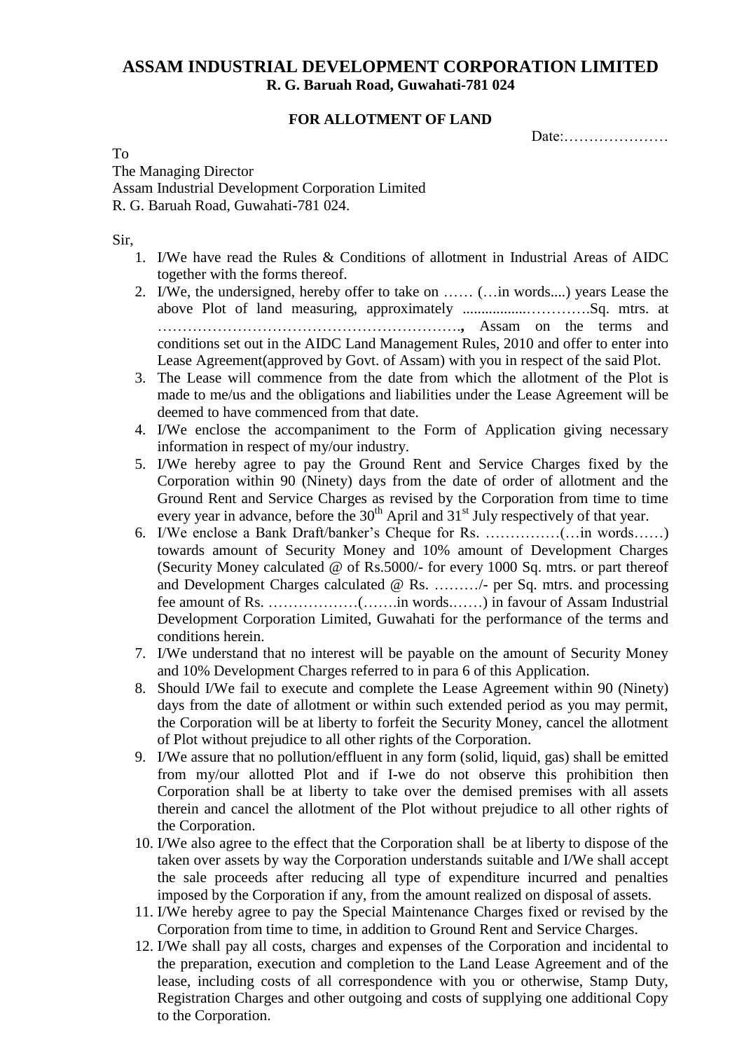# ASSAM INDUSTRIAL DEVELOPMENT CORPORATION LIMITED

**R. G. Baruah Road, Guwahati-781 024**

**FOR ALLOTMENT OF LAND**

Date:…………………

To
The Managing Director
Assam Industrial Development Corporation Limited
R. G. Baruah Road, Guwahati-781 024.

Sir,

1. I/We have read the Rules & Conditions of allotment in Industrial Areas of AIDC together with the forms thereof.
2. I/We, the undersigned, hereby offer to take on …… (…in words....) years Lease the above Plot of land measuring, approximately ..................…………Sq. mtrs. at ……………………………………………………., Assam on the terms and conditions set out in the AIDC Land Management Rules, 2010 and offer to enter into Lease Agreement(approved by Govt. of Assam) with you in respect of the said Plot.
3. The Lease will commence from the date from which the allotment of the Plot is made to me/us and the obligations and liabilities under the Lease Agreement will be deemed to have commenced from that date.
4. I/We enclose the accompaniment to the Form of Application giving necessary information in respect of my/our industry.
5. I/We hereby agree to pay the Ground Rent and Service Charges fixed by the Corporation within 90 (Ninety) days from the date of order of allotment and the Ground Rent and Service Charges as revised by the Corporation from time to time every year in advance, before the 30th April and 31st July respectively of that year.
6. I/We enclose a Bank Draft/banker's Cheque for Rs. ……………(…in words……) towards amount of Security Money and 10% amount of Development Charges (Security Money calculated @ of Rs.5000/- for every 1000 Sq. mtrs. or part thereof and Development Charges calculated @ Rs. ………/- per Sq. mtrs. and processing fee amount of Rs. ………………(…….in words.……) in favour of Assam Industrial Development Corporation Limited, Guwahati for the performance of the terms and conditions herein.
7. I/We understand that no interest will be payable on the amount of Security Money and 10% Development Charges referred to in para 6 of this Application.
8. Should I/We fail to execute and complete the Lease Agreement within 90 (Ninety) days from the date of allotment or within such extended period as you may permit, the Corporation will be at liberty to forfeit the Security Money, cancel the allotment of Plot without prejudice to all other rights of the Corporation.
9. I/We assure that no pollution/effluent in any form (solid, liquid, gas) shall be emitted from my/our allotted Plot and if I-we do not observe this prohibition then Corporation shall be at liberty to take over the demised premises with all assets therein and cancel the allotment of the Plot without prejudice to all other rights of the Corporation.
10. I/We also agree to the effect that the Corporation shall be at liberty to dispose of the taken over assets by way the Corporation understands suitable and I/We shall accept the sale proceeds after reducing all type of expenditure incurred and penalties imposed by the Corporation if any, from the amount realized on disposal of assets.
11. I/We hereby agree to pay the Special Maintenance Charges fixed or revised by the Corporation from time to time, in addition to Ground Rent and Service Charges.
12. I/We shall pay all costs, charges and expenses of the Corporation and incidental to the preparation, execution and completion to the Land Lease Agreement and of the lease, including costs of all correspondence with you or otherwise, Stamp Duty, Registration Charges and other outgoing and costs of supplying one additional Copy to the Corporation.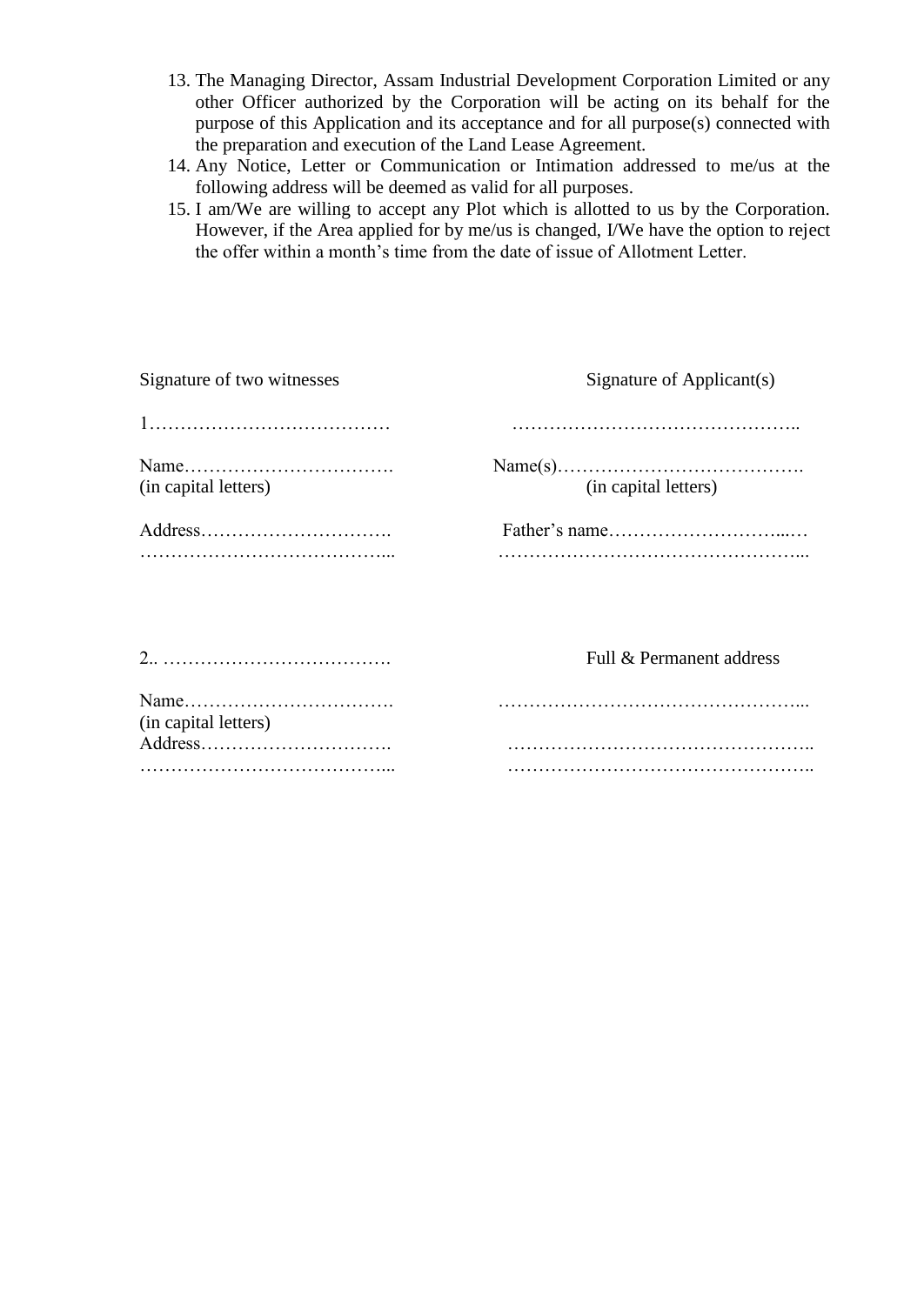13. The Managing Director, Assam Industrial Development Corporation Limited or any other Officer authorized by the Corporation will be acting on its behalf for the purpose of this Application and its acceptance and for all purpose(s) connected with the preparation and execution of the Land Lease Agreement.
14. Any Notice, Letter or Communication or Intimation addressed to me/us at the following address will be deemed as valid for all purposes.
15. I am/We are willing to accept any Plot which is allotted to us by the Corporation. However, if the Area applied for by me/us is changed, I/We have the option to reject the offer within a month's time from the date of issue of Allotment Letter.

| Signature of two witnesses | Signature of Applicant(s) |
|---|---|
| 1………………………………… | ……………………………………….. |
| Name……………………………. (in capital letters) | Name(s)…………………………………. (in capital letters) |
| Address…………………………. ………………………………….... | Father's name………………………...… …………………………………………... |
| 2.. ………………………………. | Full & Permanent address |
| Name……………………………. (in capital letters) | …………………………………………... |
| Address…………………………. ………………………………….... | ………………………………………….. ………………………………………….. |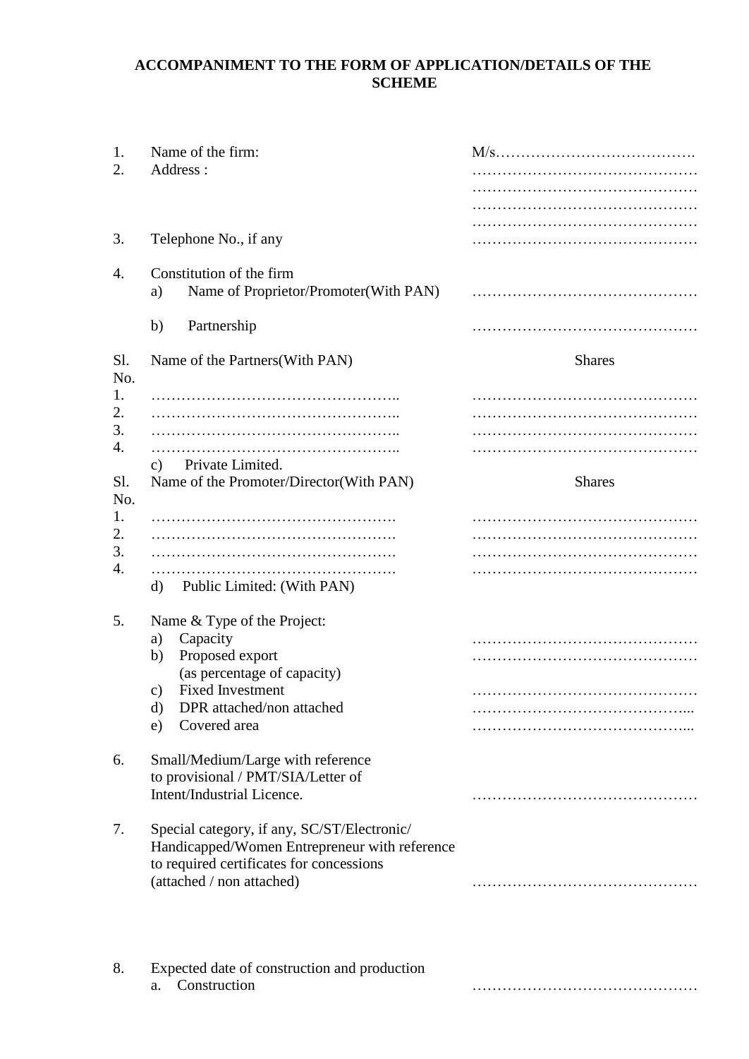## ACCOMPANIMENT TO THE FORM OF APPLICATION/DETAILS OF THE SCHEME

1. Name of the firm: M/s………………………………….
2. Address : ………………………………………
   ………………………………………
   ………………………………………
   ………………………………………
3. Telephone No., if any ………………………………………
4. Constitution of the firm
   a) Name of Proprietor/Promoter(With PAN) ………………………………………
   b) Partnership ………………………………………

| Sl. No. | Name of the Partners(With PAN) | Shares |
|---|---|---|
| 1. | ………………………………………….. | ……………………………………… |
| 2. | ………………………………………….. | ……………………………………… |
| 3. | ………………………………………….. | ……………………………………… |
| 4. | ………………………………………….. | ……………………………………… |

   c) Private Limited.

| Sl. No. | Name of the Promoter/Director(With PAN) | Shares |
|---|---|---|
| 1. | …………………………………………. | ……………………………………… |
| 2. | …………………………………………. | ……………………………………… |
| 3. | …………………………………………. | ……………………………………… |
| 4. | …………………………………………. | ……………………………………… |

   d) Public Limited: (With PAN)

5. Name & Type of the Project:
   a) Capacity ………………………………………
   b) Proposed export (as percentage of capacity) ………………………………………
   c) Fixed Investment ………………………………………
   d) DPR attached/non attached ……………………………………...
   e) Covered area ……………………………………...
6. Small/Medium/Large with reference to provisional / PMT/SIA/Letter of Intent/Industrial Licence. ………………………………………
7. Special category, if any, SC/ST/Electronic/ Handicapped/Women Entrepreneur with reference to required certificates for concessions (attached / non attached) ………………………………………
8. Expected date of construction and production
   a. Construction ………………………………………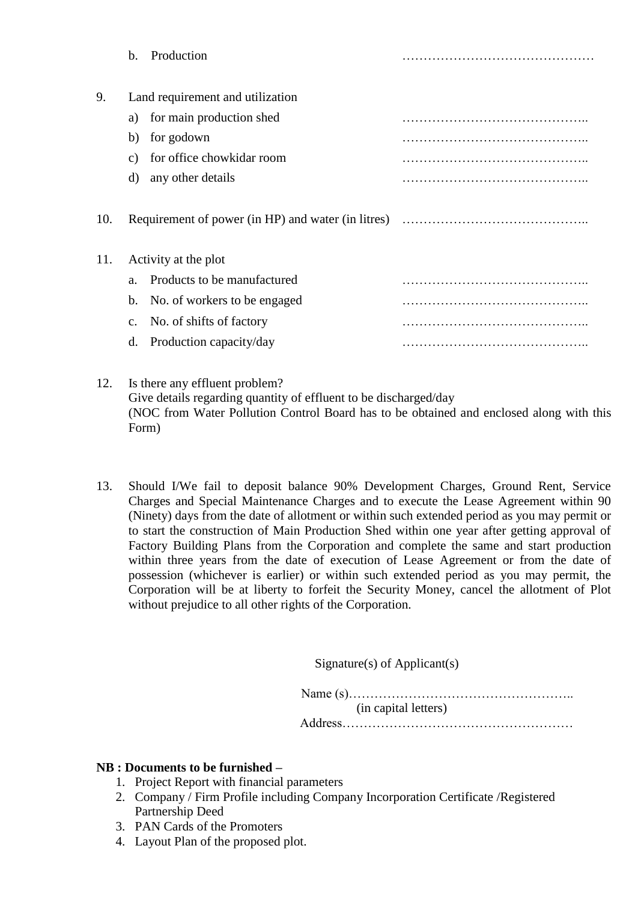b. Production ………………………………………

9. Land requirement and utilization
   a) for main production shed ……………………………………..
   b) for godown ……………………………………..
   c) for office chowkidar room ……………………………………..
   d) any other details ……………………………………..

10. Requirement of power (in HP) and water (in litres) ……………………………………..

11. Activity at the plot
   a. Products to be manufactured ……………………………………..
   b. No. of workers to be engaged ……………………………………..
   c. No. of shifts of factory ……………………………………..
   d. Production capacity/day ……………………………………..

12. Is there any effluent problem?
    Give details regarding quantity of effluent to be discharged/day
    (NOC from Water Pollution Control Board has to be obtained and enclosed along with this Form)

13. Should I/We fail to deposit balance 90% Development Charges, Ground Rent, Service Charges and Special Maintenance Charges and to execute the Lease Agreement within 90 (Ninety) days from the date of allotment or within such extended period as you may permit or to start the construction of Main Production Shed within one year after getting approval of Factory Building Plans from the Corporation and complete the same and start production within three years from the date of execution of Lease Agreement or from the date of possession (whichever is earlier) or within such extended period as you may permit, the Corporation will be at liberty to forfeit the Security Money, cancel the allotment of Plot without prejudice to all other rights of the Corporation.

Signature(s) of Applicant(s)

Name (s)……………………………………………..
(in capital letters)
Address………………………………………………

**NB : Documents to be furnished –**

1. Project Report with financial parameters
2. Company / Firm Profile including Company Incorporation Certificate /Registered Partnership Deed
3. PAN Cards of the Promoters
4. Layout Plan of the proposed plot.